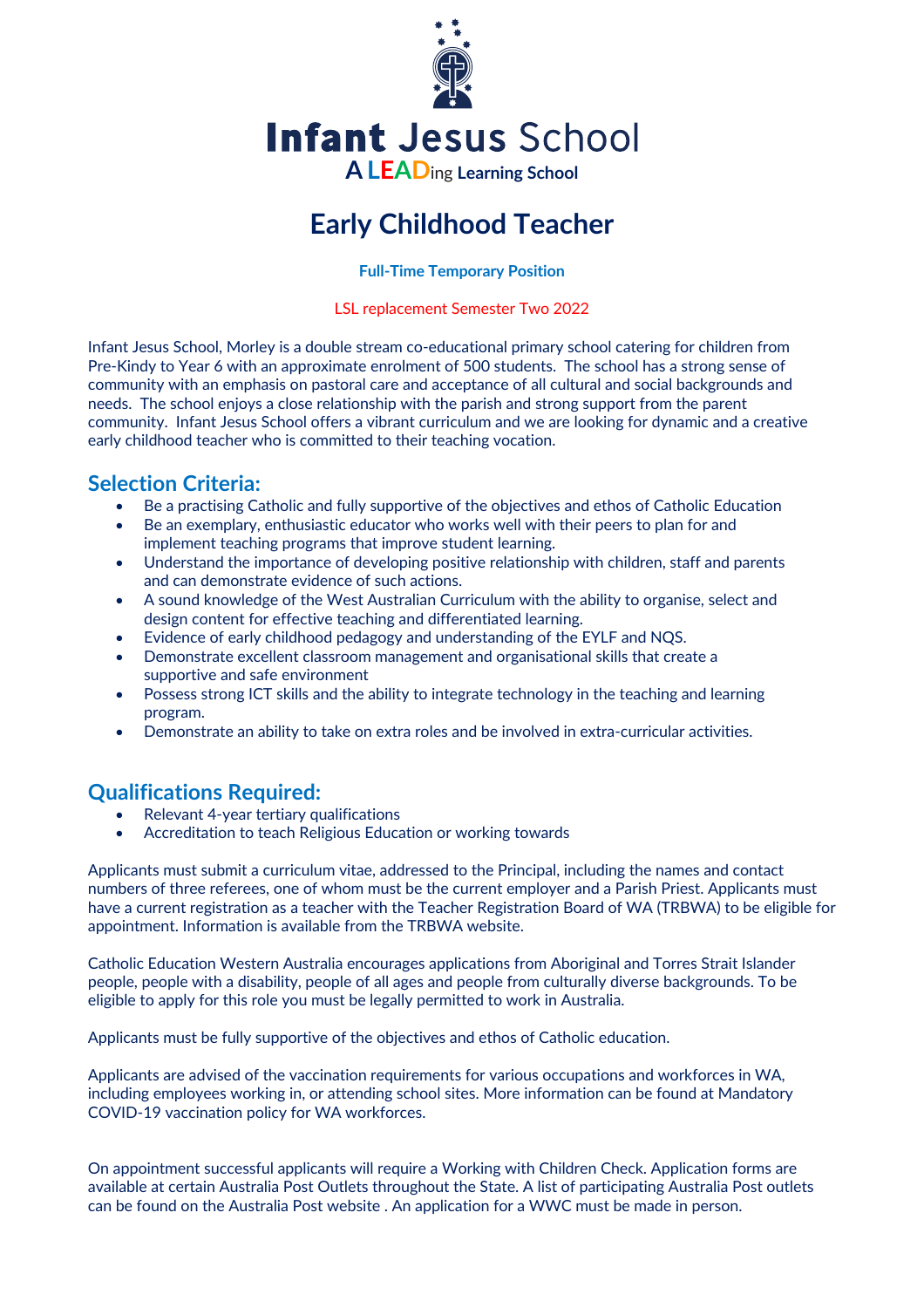# Infant Jesus School

**A LEADing Learning School**

## Early Childhood Teacher

**Full-Time Temporary Position**

LSL replacement Semester Two 2022

Infant Jesus School, Morley is a double stream co-educational primary school catering for children from Pre-Kindy to Year 6 with an approximate enrolment of 500 students. The school has a strong sense of community with an emphasis on pastoral care and acceptance of all cultural and social backgrounds and needs. The school enjoys a close relationship with the parish and strong support from the parent community. Infant Jesus School offers a vibrant curriculum and we are looking for dynamic and a creative early childhood teacher who is committed to their teaching vocation.

### Selection Criteria:

- Be a practising Catholic and fully supportive of the objectives and ethos of Catholic Education
- Be an exemplary, enthusiastic educator who works well with their peers to plan for and implement teaching programs that improve student learning.
- Understand the importance of developing positive relationship with children, staff and parents and can demonstrate evidence of such actions.
- A sound knowledge of the West Australian Curriculum with the ability to organise, select and design content for effective teaching and differentiated learning.
- Evidence of early childhood pedagogy and understanding of the EYLF and NQS.
- Demonstrate excellent classroom management and organisational skills that create a supportive and safe environment
- Possess strong ICT skills and the ability to integrate technology in the teaching and learning program.
- Demonstrate an ability to take on extra roles and be involved in extra-curricular activities.

### Qualifications Required:

- Relevant 4-year tertiary qualifications
- Accreditation to teach Religious Education or working towards

Applicants must submit a curriculum vitae, addressed to the Principal, including the names and contact numbers of three referees, one of whom must be the current employer and a Parish Priest. Applicants must have a current registration as a teacher with the Teacher Registration Board of WA (TRBWA) to be eligible for appointment. Information is available from the TRBWA website.

Catholic Education Western Australia encourages applications from Aboriginal and Torres Strait Islander people, people with a disability, people of all ages and people from culturally diverse backgrounds. To be eligible to apply for this role you must be legally permitted to work in Australia.

Applicants must be fully supportive of the objectives and ethos of Catholic education.

Applicants are advised of the vaccination requirements for various occupations and workforces in WA, including employees working in, or attending school sites. More information can be found at Mandatory COVID-19 vaccination policy for WA workforces.

On appointment successful applicants will require a Working with Children Check. Application forms are available at certain Australia Post Outlets throughout the State. A list of participating Australia Post outlets can be found on the Australia Post website . An application for a WWC must be made in person.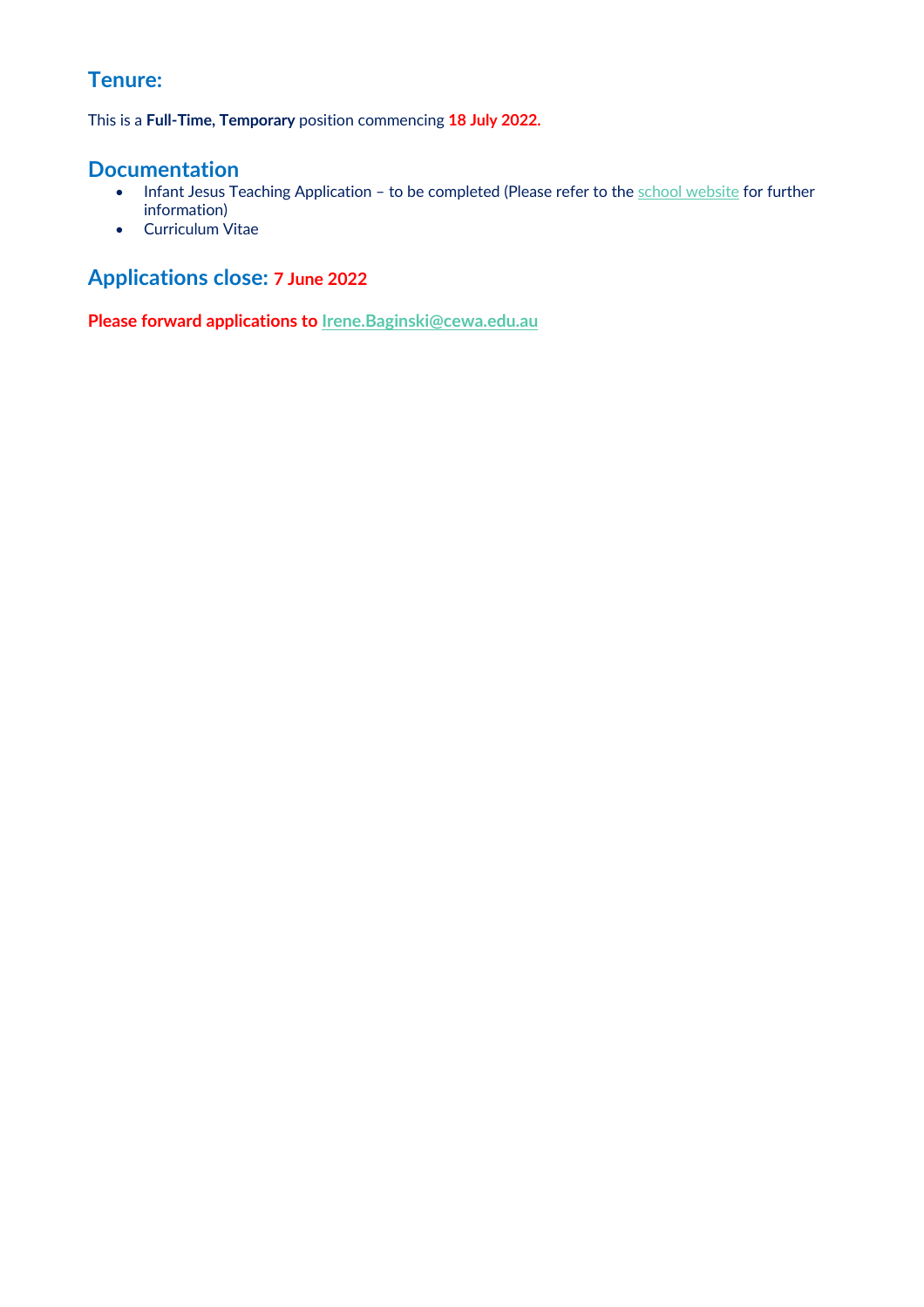## Tenure:

This is a **Full-Time, Temporary** position commencing **18 July 2022.**

## Documentation

- Infant Jesus Teaching Application – to be completed (Please refer to the school website for further information)
- Curriculum Vitae

## Applications close: **7 June 2022**

**Please forward applications to Irene.Baginski@cewa.edu.au**